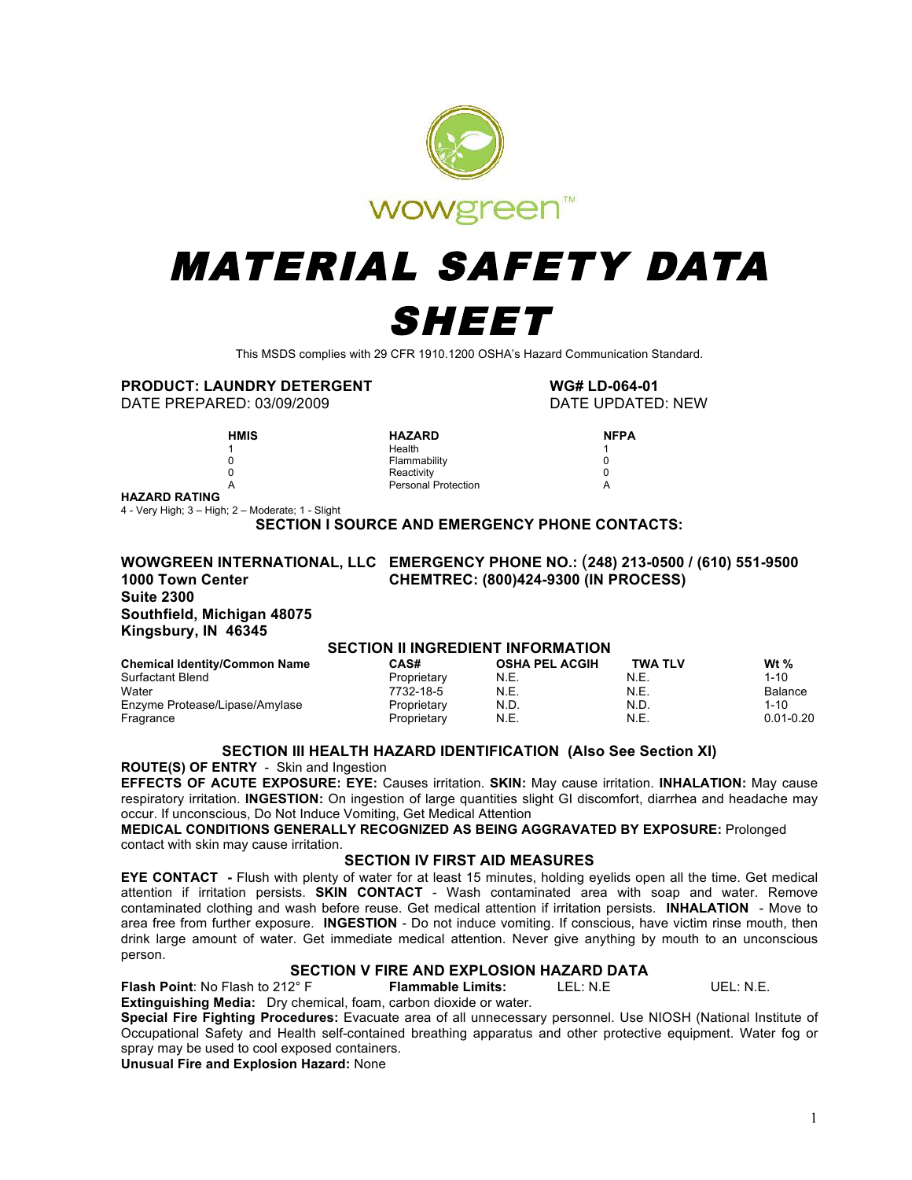wowgreen™

# MATERIAL SAFETY DATA SHEET

This MSDS complies with 29 CFR 1910.1200 OSHA's Hazard Communication Standard.

**PRODUCT: LAUNDRY DETERGENT** **WG# LD-064-01**
DATE PREPARED: 03/09/2009 DATE UPDATED: NEW

| HMIS | HAZARD | NFPA |
|---|---|---|
| 1 | Health | 1 |
| 0 | Flammability | 0 |
| 0 | Reactivity | 0 |
| A | Personal Protection | A |

**HAZARD RATING**
4 - Very High; 3 – High; 2 – Moderate; 1 - Slight

## SECTION I SOURCE AND EMERGENCY PHONE CONTACTS:

**WOWGREEN INTERNATIONAL, LLC**
**1000 Town Center**
**Suite 2300**
**Southfield, Michigan 48075**
**Kingsbury, IN 46345**

**EMERGENCY PHONE NO.: (248) 213-0500 / (610) 551-9500**
**CHEMTREC: (800)424-9300 (IN PROCESS)**

## SECTION II INGREDIENT INFORMATION

| Chemical Identity/Common Name | CAS# | OSHA PEL ACGIH | TWA TLV | Wt % |
|---|---|---|---|---|
| Surfactant Blend | Proprietary | N.E. | N.E. | 1-10 |
| Water | 7732-18-5 | N.E. | N.E. | Balance |
| Enzyme Protease/Lipase/Amylase | Proprietary | N.D. | N.D. | 1-10 |
| Fragrance | Proprietary | N.E. | N.E. | 0.01-0.20 |

## SECTION III HEALTH HAZARD IDENTIFICATION (Also See Section XI)

**ROUTE(S) OF ENTRY** - Skin and Ingestion

**EFFECTS OF ACUTE EXPOSURE: EYE:** Causes irritation. **SKIN:** May cause irritation. **INHALATION:** May cause respiratory irritation. **INGESTION:** On ingestion of large quantities slight GI discomfort, diarrhea and headache may occur. If unconscious, Do Not Induce Vomiting, Get Medical Attention

**MEDICAL CONDITIONS GENERALLY RECOGNIZED AS BEING AGGRAVATED BY EXPOSURE:** Prolonged contact with skin may cause irritation.

## SECTION IV FIRST AID MEASURES

**EYE CONTACT -** Flush with plenty of water for at least 15 minutes, holding eyelids open all the time. Get medical attention if irritation persists. **SKIN CONTACT** - Wash contaminated area with soap and water. Remove contaminated clothing and wash before reuse. Get medical attention if irritation persists. **INHALATION** - Move to area free from further exposure. **INGESTION** - Do not induce vomiting. If conscious, have victim rinse mouth, then drink large amount of water. Get immediate medical attention. Never give anything by mouth to an unconscious person.

## SECTION V FIRE AND EXPLOSION HAZARD DATA

**Flash Point**: No Flash to 212° F **Flammable Limits:** LEL: N.E UEL: N.E.

**Extinguishing Media:** Dry chemical, foam, carbon dioxide or water.

**Special Fire Fighting Procedures:** Evacuate area of all unnecessary personnel. Use NIOSH (National Institute of Occupational Safety and Health self-contained breathing apparatus and other protective equipment. Water fog or spray may be used to cool exposed containers.

**Unusual Fire and Explosion Hazard:** None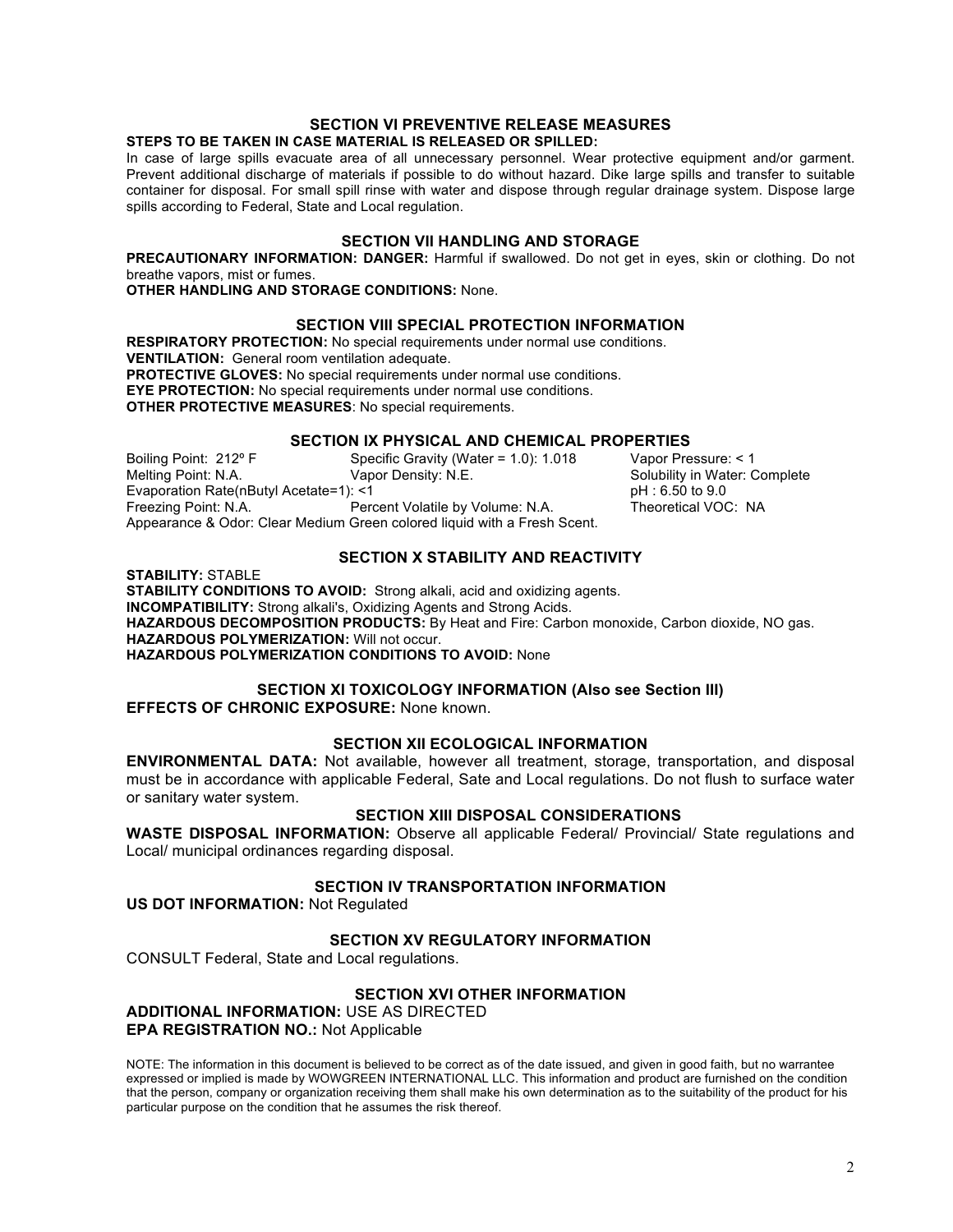## SECTION VI PREVENTIVE RELEASE MEASURES

**STEPS TO BE TAKEN IN CASE MATERIAL IS RELEASED OR SPILLED:**
In case of large spills evacuate area of all unnecessary personnel. Wear protective equipment and/or garment. Prevent additional discharge of materials if possible to do without hazard. Dike large spills and transfer to suitable container for disposal. For small spill rinse with water and dispose through regular drainage system. Dispose large spills according to Federal, State and Local regulation.

## SECTION VII HANDLING AND STORAGE

**PRECAUTIONARY INFORMATION: DANGER:** Harmful if swallowed. Do not get in eyes, skin or clothing. Do not breathe vapors, mist or fumes.
**OTHER HANDLING AND STORAGE CONDITIONS:** None.

## SECTION VIII SPECIAL PROTECTION INFORMATION

**RESPIRATORY PROTECTION:** No special requirements under normal use conditions.
**VENTILATION:** General room ventilation adequate.
**PROTECTIVE GLOVES:** No special requirements under normal use conditions.
**EYE PROTECTION:** No special requirements under normal use conditions.
**OTHER PROTECTIVE MEASURES**: No special requirements.

## SECTION IX PHYSICAL AND CHEMICAL PROPERTIES

| | | |
|---|---|---|
| Boiling Point: 212º F | Specific Gravity (Water = 1.0): 1.018 | Vapor Pressure: < 1 |
| Melting Point: N.A. | Vapor Density: N.E. | Solubility in Water: Complete |
| Evaporation Rate(nButyl Acetate=1): <1 | | pH : 6.50 to 9.0 |
| Freezing Point: N.A. | Percent Volatile by Volume: N.A. | Theoretical VOC: NA |

Appearance & Odor: Clear Medium Green colored liquid with a Fresh Scent.

## SECTION X STABILITY AND REACTIVITY

**STABILITY:** STABLE
**STABILITY CONDITIONS TO AVOID:** Strong alkali, acid and oxidizing agents.
**INCOMPATIBILITY:** Strong alkali's, Oxidizing Agents and Strong Acids.
**HAZARDOUS DECOMPOSITION PRODUCTS:** By Heat and Fire: Carbon monoxide, Carbon dioxide, NO gas.
**HAZARDOUS POLYMERIZATION:** Will not occur.
**HAZARDOUS POLYMERIZATION CONDITIONS TO AVOID:** None

## SECTION XI TOXICOLOGY INFORMATION (Also see Section III)

**EFFECTS OF CHRONIC EXPOSURE:** None known.

## SECTION XII ECOLOGICAL INFORMATION

**ENVIRONMENTAL DATA:** Not available, however all treatment, storage, transportation, and disposal must be in accordance with applicable Federal, Sate and Local regulations. Do not flush to surface water or sanitary water system.

## SECTION XIII DISPOSAL CONSIDERATIONS

**WASTE DISPOSAL INFORMATION:** Observe all applicable Federal/ Provincial/ State regulations and Local/ municipal ordinances regarding disposal.

## SECTION IV TRANSPORTATION INFORMATION

**US DOT INFORMATION:** Not Regulated

## SECTION XV REGULATORY INFORMATION

CONSULT Federal, State and Local regulations.

## SECTION XVI OTHER INFORMATION

**ADDITIONAL INFORMATION:** USE AS DIRECTED
**EPA REGISTRATION NO.:** Not Applicable

NOTE: The information in this document is believed to be correct as of the date issued, and given in good faith, but no warrantee expressed or implied is made by WOWGREEN INTERNATIONAL LLC. This information and product are furnished on the condition that the person, company or organization receiving them shall make his own determination as to the suitability of the product for his particular purpose on the condition that he assumes the risk thereof.